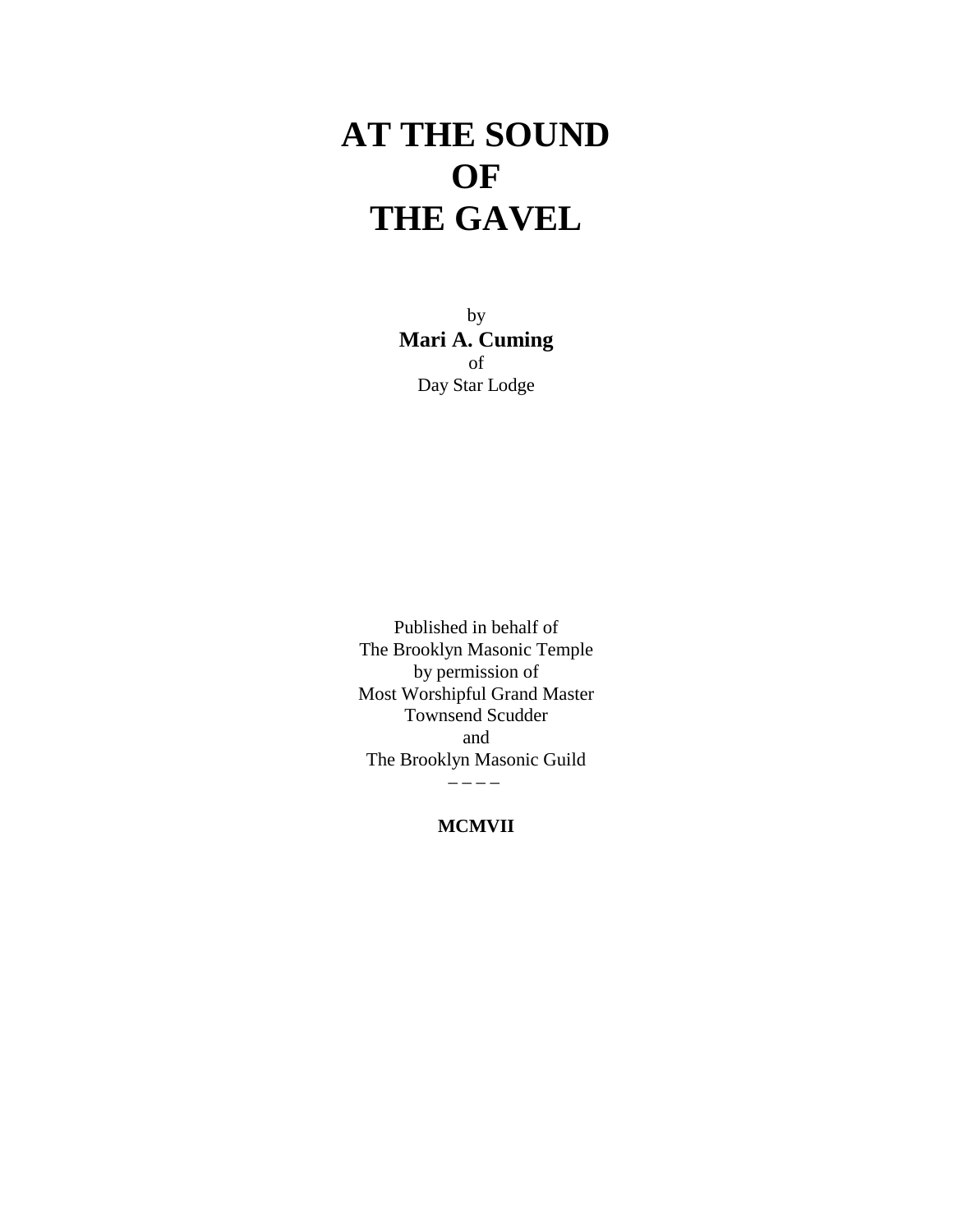# AT THE SOUND OF THE GAVEL

by
**Mari A. Cuming**
of
Day Star Lodge

Published in behalf of
The Brooklyn Masonic Temple
by permission of
Most Worshipful Grand Master
Townsend Scudder
and
The Brooklyn Masonic Guild

– – – –

**MCMVII**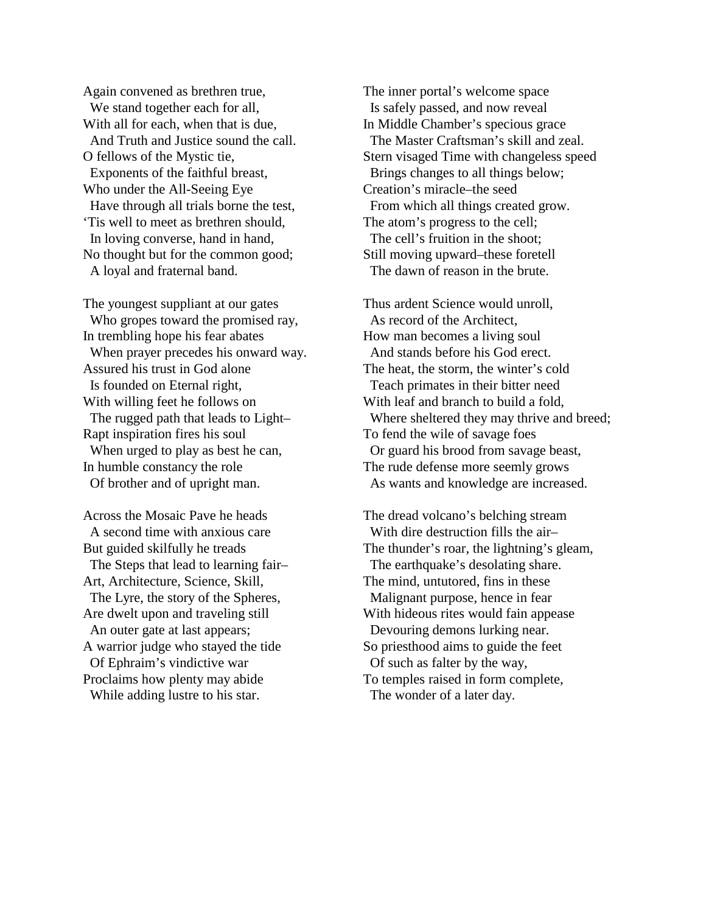Again convened as brethren true,
  We stand together each for all,
With all for each, when that is due,
  And Truth and Justice sound the call.
O fellows of the Mystic tie,
  Exponents of the faithful breast,
Who under the All-Seeing Eye
  Have through all trials borne the test,
'Tis well to meet as brethren should,
  In loving converse, hand in hand,
No thought but for the common good;
  A loyal and fraternal band.

The youngest suppliant at our gates
  Who gropes toward the promised ray,
In trembling hope his fear abates
  When prayer precedes his onward way.
Assured his trust in God alone
  Is founded on Eternal right,
With willing feet he follows on
  The rugged path that leads to Light–
Rapt inspiration fires his soul
  When urged to play as best he can,
In humble constancy the role
  Of brother and of upright man.

Across the Mosaic Pave he heads
  A second time with anxious care
But guided skilfully he treads
  The Steps that lead to learning fair–
Art, Architecture, Science, Skill,
  The Lyre, the story of the Spheres,
Are dwelt upon and traveling still
  An outer gate at last appears;
A warrior judge who stayed the tide
  Of Ephraim's vindictive war
Proclaims how plenty may abide
  While adding lustre to his star.

The inner portal's welcome space
  Is safely passed, and now reveal
In Middle Chamber's specious grace
  The Master Craftsman's skill and zeal.
Stern visaged Time with changeless speed
  Brings changes to all things below;
Creation's miracle–the seed
  From which all things created grow.
The atom's progress to the cell;
  The cell's fruition in the shoot;
Still moving upward–these foretell
  The dawn of reason in the brute.

Thus ardent Science would unroll,
  As record of the Architect,
How man becomes a living soul
  And stands before his God erect.
The heat, the storm, the winter's cold
  Teach primates in their bitter need
With leaf and branch to build a fold,
  Where sheltered they may thrive and breed;
To fend the wile of savage foes
  Or guard his brood from savage beast,
The rude defense more seemly grows
  As wants and knowledge are increased.

The dread volcano's belching stream
  With dire destruction fills the air–
The thunder's roar, the lightning's gleam,
  The earthquake's desolating share.
The mind, untutored, fins in these
  Malignant purpose, hence in fear
With hideous rites would fain appease
  Devouring demons lurking near.
So priesthood aims to guide the feet
  Of such as falter by the way,
To temples raised in form complete,
  The wonder of a later day.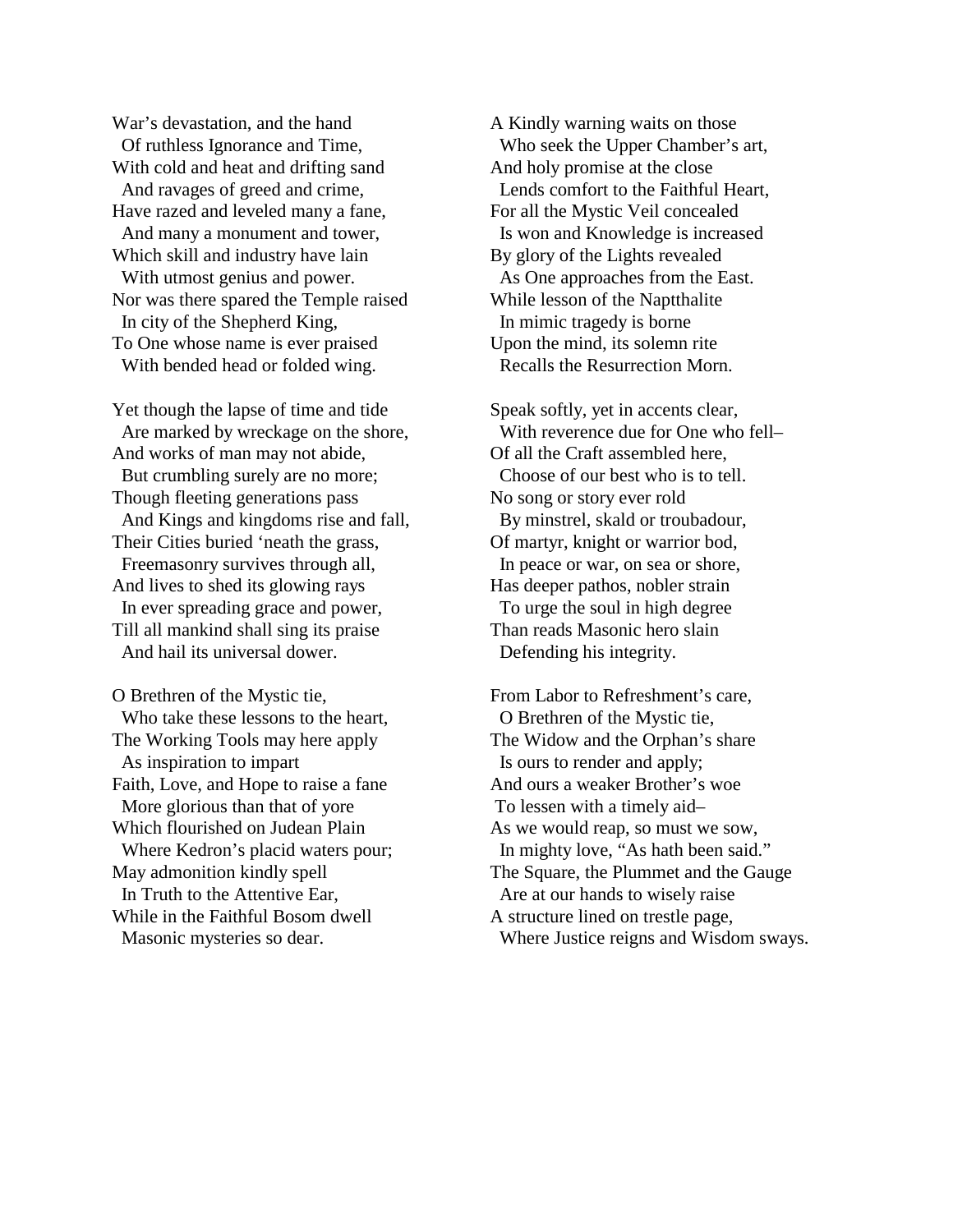War's devastation, and the hand
  Of ruthless Ignorance and Time,
With cold and heat and drifting sand
  And ravages of greed and crime,
Have razed and leveled many a fane,
  And many a monument and tower,
Which skill and industry have lain
  With utmost genius and power.
Nor was there spared the Temple raised
  In city of the Shepherd King,
To One whose name is ever praised
  With bended head or folded wing.

Yet though the lapse of time and tide
  Are marked by wreckage on the shore,
And works of man may not abide,
  But crumbling surely are no more;
Though fleeting generations pass
  And Kings and kingdoms rise and fall,
Their Cities buried 'neath the grass,
  Freemasonry survives through all,
And lives to shed its glowing rays
  In ever spreading grace and power,
Till all mankind shall sing its praise
  And hail its universal dower.

O Brethren of the Mystic tie,
  Who take these lessons to the heart,
The Working Tools may here apply
  As inspiration to impart
Faith, Love, and Hope to raise a fane
  More glorious than that of yore
Which flourished on Judean Plain
  Where Kedron's placid waters pour;
May admonition kindly spell
  In Truth to the Attentive Ear,
While in the Faithful Bosom dwell
  Masonic mysteries so dear.

A Kindly warning waits on those
  Who seek the Upper Chamber's art,
And holy promise at the close
  Lends comfort to the Faithful Heart,
For all the Mystic Veil concealed
  Is won and Knowledge is increased
By glory of the Lights revealed
  As One approaches from the East.
While lesson of the Naptthalite
  In mimic tragedy is borne
Upon the mind, its solemn rite
  Recalls the Resurrection Morn.

Speak softly, yet in accents clear,
  With reverence due for One who fell–
Of all the Craft assembled here,
  Choose of our best who is to tell.
No song or story ever rold
  By minstrel, skald or troubadour,
Of martyr, knight or warrior bod,
  In peace or war, on sea or shore,
Has deeper pathos, nobler strain
  To urge the soul in high degree
Than reads Masonic hero slain
  Defending his integrity.

From Labor to Refreshment's care,
  O Brethren of the Mystic tie,
The Widow and the Orphan's share
  Is ours to render and apply;
And ours a weaker Brother's woe
  To lessen with a timely aid–
As we would reap, so must we sow,
  In mighty love, "As hath been said."
The Square, the Plummet and the Gauge
  Are at our hands to wisely raise
A structure lined on trestle page,
  Where Justice reigns and Wisdom sways.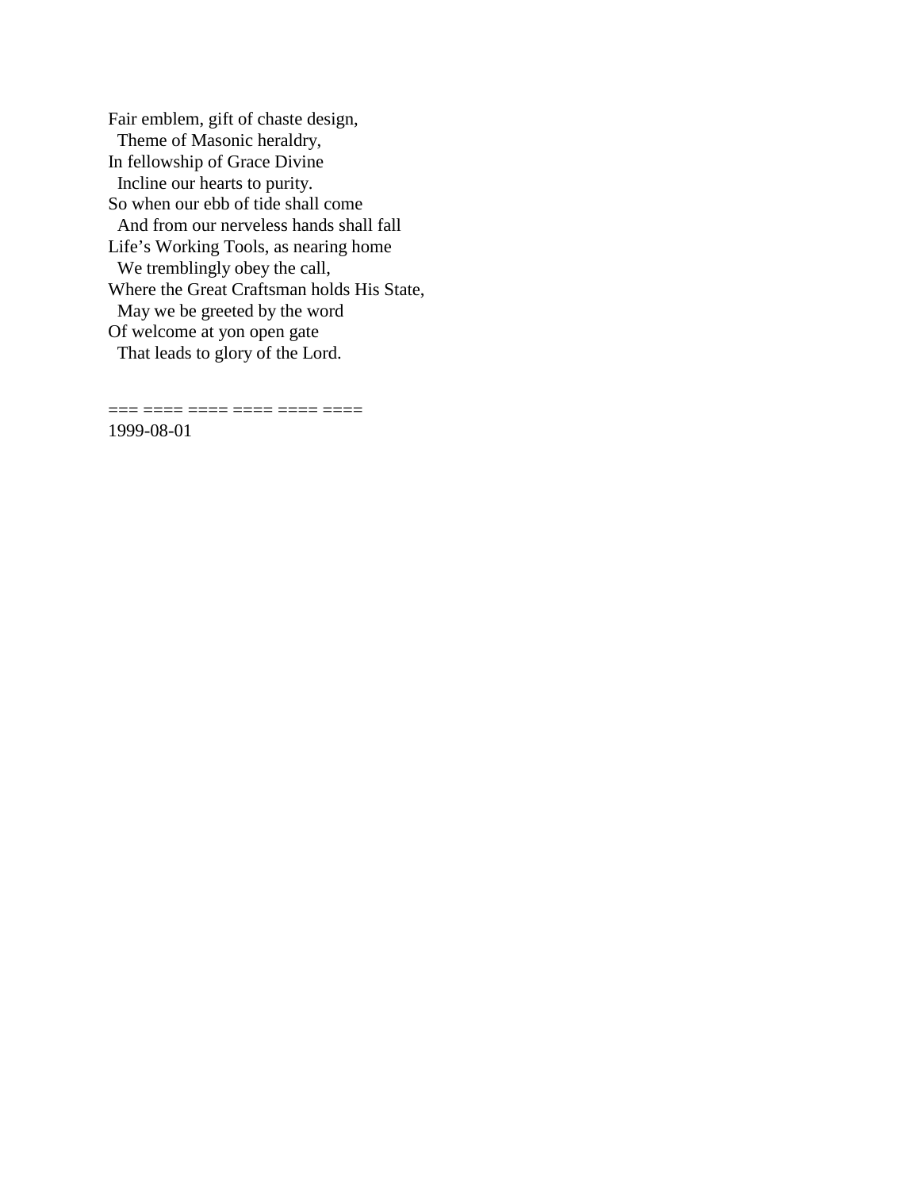Fair emblem, gift of chaste design,
  Theme of Masonic heraldry,
In fellowship of Grace Divine
  Incline our hearts to purity.
So when our ebb of tide shall come
  And from our nerveless hands shall fall
Life's Working Tools, as nearing home
  We tremblingly obey the call,
Where the Great Craftsman holds His State,
  May we be greeted by the word
Of welcome at yon open gate
  That leads to glory of the Lord.

=== ==== ==== ==== ==== ====
1999-08-01